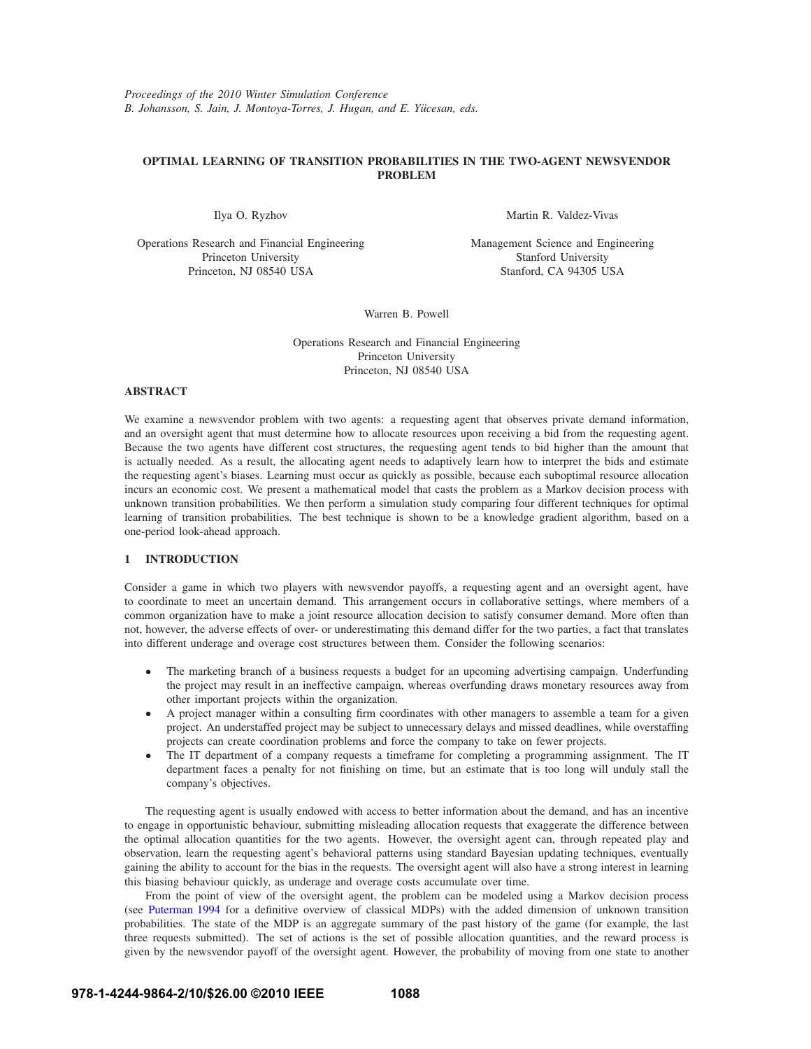*Proceedings of the 2010 Winter Simulation Conference*
*B. Johansson, S. Jain, J. Montoya-Torres, J. Hugan, and E. Yücesan, eds.*

# OPTIMAL LEARNING OF TRANSITION PROBABILITIES IN THE TWO-AGENT NEWSVENDOR PROBLEM

Ilya O. Ryzhov

Operations Research and Financial Engineering
Princeton University
Princeton, NJ 08540 USA

Martin R. Valdez-Vivas

Management Science and Engineering
Stanford University
Stanford, CA 94305 USA

Warren B. Powell

Operations Research and Financial Engineering
Princeton University
Princeton, NJ 08540 USA

## ABSTRACT

We examine a newsvendor problem with two agents: a requesting agent that observes private demand information, and an oversight agent that must determine how to allocate resources upon receiving a bid from the requesting agent. Because the two agents have different cost structures, the requesting agent tends to bid higher than the amount that is actually needed. As a result, the allocating agent needs to adaptively learn how to interpret the bids and estimate the requesting agent's biases. Learning must occur as quickly as possible, because each suboptimal resource allocation incurs an economic cost. We present a mathematical model that casts the problem as a Markov decision process with unknown transition probabilities. We then perform a simulation study comparing four different techniques for optimal learning of transition probabilities. The best technique is shown to be a knowledge gradient algorithm, based on a one-period look-ahead approach.

## 1 INTRODUCTION

Consider a game in which two players with newsvendor payoffs, a requesting agent and an oversight agent, have to coordinate to meet an uncertain demand. This arrangement occurs in collaborative settings, where members of a common organization have to make a joint resource allocation decision to satisfy consumer demand. More often than not, however, the adverse effects of over- or underestimating this demand differ for the two parties, a fact that translates into different underage and overage cost structures between them. Consider the following scenarios:

- The marketing branch of a business requests a budget for an upcoming advertising campaign. Underfunding the project may result in an ineffective campaign, whereas overfunding draws monetary resources away from other important projects within the organization.
- A project manager within a consulting firm coordinates with other managers to assemble a team for a given project. An understaffed project may be subject to unnecessary delays and missed deadlines, while overstaffing projects can create coordination problems and force the company to take on fewer projects.
- The IT department of a company requests a timeframe for completing a programming assignment. The IT department faces a penalty for not finishing on time, but an estimate that is too long will unduly stall the company's objectives.

The requesting agent is usually endowed with access to better information about the demand, and has an incentive to engage in opportunistic behaviour, submitting misleading allocation requests that exaggerate the difference between the optimal allocation quantities for the two agents. However, the oversight agent can, through repeated play and observation, learn the requesting agent's behavioral patterns using standard Bayesian updating techniques, eventually gaining the ability to account for the bias in the requests. The oversight agent will also have a strong interest in learning this biasing behaviour quickly, as underage and overage costs accumulate over time.

From the point of view of the oversight agent, the problem can be modeled using a Markov decision process (see Puterman 1994 for a definitive overview of classical MDPs) with the added dimension of unknown transition probabilities. The state of the MDP is an aggregate summary of the past history of the game (for example, the last three requests submitted). The set of actions is the set of possible allocation quantities, and the reward process is given by the newsvendor payoff of the oversight agent. However, the probability of moving from one state to another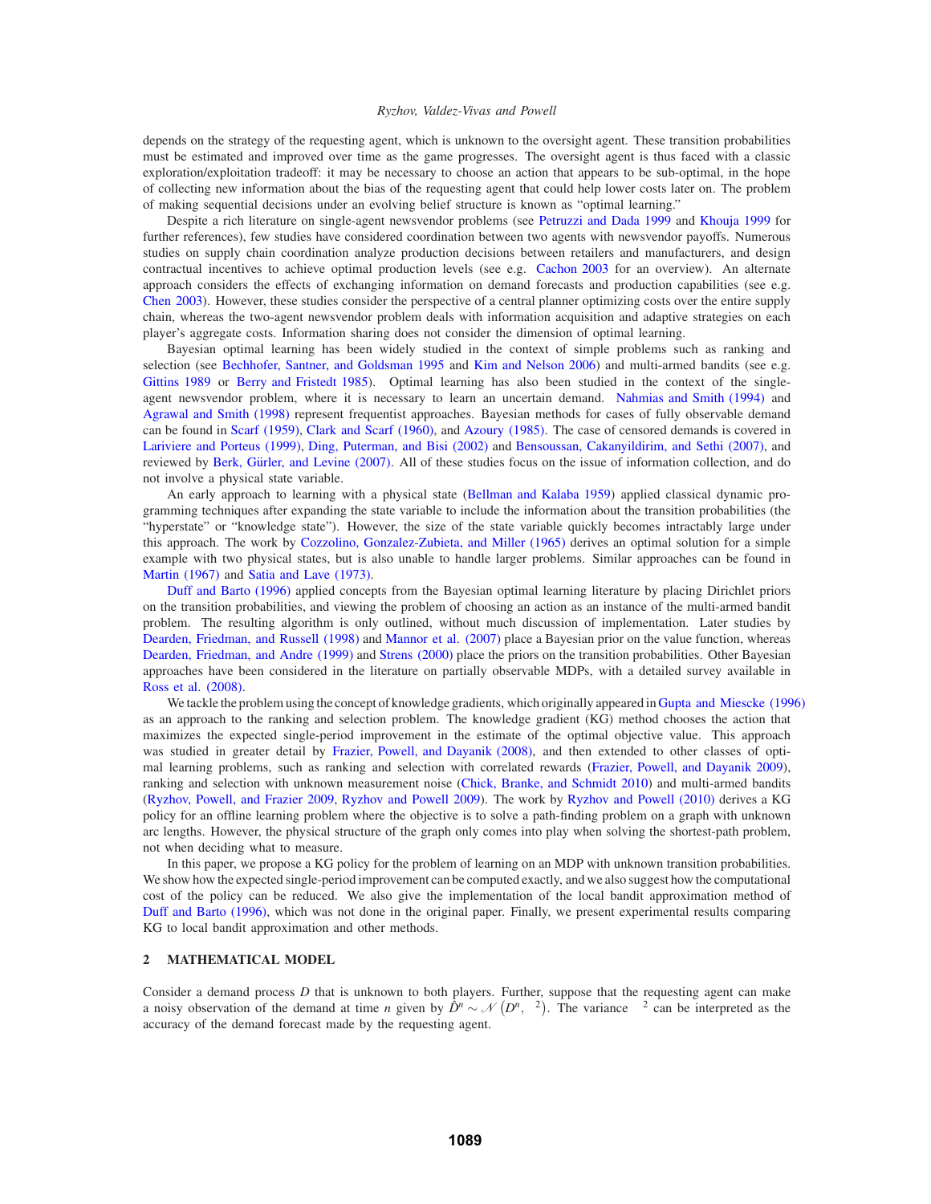depends on the strategy of the requesting agent, which is unknown to the oversight agent. These transition probabilities must be estimated and improved over time as the game progresses. The oversight agent is thus faced with a classic exploration/exploitation tradeoff: it may be necessary to choose an action that appears to be sub-optimal, in the hope of collecting new information about the bias of the requesting agent that could help lower costs later on. The problem of making sequential decisions under an evolving belief structure is known as "optimal learning."

Despite a rich literature on single-agent newsvendor problems (see Petruzzi and Dada 1999 and Khouja 1999 for further references), few studies have considered coordination between two agents with newsvendor payoffs. Numerous studies on supply chain coordination analyze production decisions between retailers and manufacturers, and design contractual incentives to achieve optimal production levels (see e.g. Cachon 2003 for an overview). An alternate approach considers the effects of exchanging information on demand forecasts and production capabilities (see e.g. Chen 2003). However, these studies consider the perspective of a central planner optimizing costs over the entire supply chain, whereas the two-agent newsvendor problem deals with information acquisition and adaptive strategies on each player's aggregate costs. Information sharing does not consider the dimension of optimal learning.

Bayesian optimal learning has been widely studied in the context of simple problems such as ranking and selection (see Bechhofer, Santner, and Goldsman 1995 and Kim and Nelson 2006) and multi-armed bandits (see e.g. Gittins 1989 or Berry and Fristedt 1985). Optimal learning has also been studied in the context of the single-agent newsvendor problem, where it is necessary to learn an uncertain demand. Nahmias and Smith (1994) and Agrawal and Smith (1998) represent frequentist approaches. Bayesian methods for cases of fully observable demand can be found in Scarf (1959), Clark and Scarf (1960), and Azoury (1985). The case of censored demands is covered in Lariviere and Porteus (1999), Ding, Puterman, and Bisi (2002) and Bensoussan, Cakanyildirim, and Sethi (2007), and reviewed by Berk, Gürler, and Levine (2007). All of these studies focus on the issue of information collection, and do not involve a physical state variable.

An early approach to learning with a physical state (Bellman and Kalaba 1959) applied classical dynamic programming techniques after expanding the state variable to include the information about the transition probabilities (the "hyperstate" or "knowledge state"). However, the size of the state variable quickly becomes intractably large under this approach. The work by Cozzolino, Gonzalez-Zubieta, and Miller (1965) derives an optimal solution for a simple example with two physical states, but is also unable to handle larger problems. Similar approaches can be found in Martin (1967) and Satia and Lave (1973).

Duff and Barto (1996) applied concepts from the Bayesian optimal learning literature by placing Dirichlet priors on the transition probabilities, and viewing the problem of choosing an action as an instance of the multi-armed bandit problem. The resulting algorithm is only outlined, without much discussion of implementation. Later studies by Dearden, Friedman, and Russell (1998) and Mannor et al. (2007) place a Bayesian prior on the value function, whereas Dearden, Friedman, and Andre (1999) and Strens (2000) place the priors on the transition probabilities. Other Bayesian approaches have been considered in the literature on partially observable MDPs, with a detailed survey available in Ross et al. (2008).

We tackle the problem using the concept of knowledge gradients, which originally appeared in Gupta and Miescke (1996) as an approach to the ranking and selection problem. The knowledge gradient (KG) method chooses the action that maximizes the expected single-period improvement in the estimate of the optimal objective value. This approach was studied in greater detail by Frazier, Powell, and Dayanik (2008), and then extended to other classes of optimal learning problems, such as ranking and selection with correlated rewards (Frazier, Powell, and Dayanik 2009), ranking and selection with unknown measurement noise (Chick, Branke, and Schmidt 2010) and multi-armed bandits (Ryzhov, Powell, and Frazier 2009, Ryzhov and Powell 2009). The work by Ryzhov and Powell (2010) derives a KG policy for an offline learning problem where the objective is to solve a path-finding problem on a graph with unknown arc lengths. However, the physical structure of the graph only comes into play when solving the shortest-path problem, not when deciding what to measure.

In this paper, we propose a KG policy for the problem of learning on an MDP with unknown transition probabilities. We show how the expected single-period improvement can be computed exactly, and we also suggest how the computational cost of the policy can be reduced. We also give the implementation of the local bandit approximation method of Duff and Barto (1996), which was not done in the original paper. Finally, we present experimental results comparing KG to local bandit approximation and other methods.

## 2 MATHEMATICAL MODEL

Consider a demand process $D$ that is unknown to both players. Further, suppose that the requesting agent can make a noisy observation of the demand at time $n$ given by $\hat{D}^n \sim \mathcal{N}\left(D^n, \sigma^2\right)$. The variance $\sigma^2$ can be interpreted as the accuracy of the demand forecast made by the requesting agent.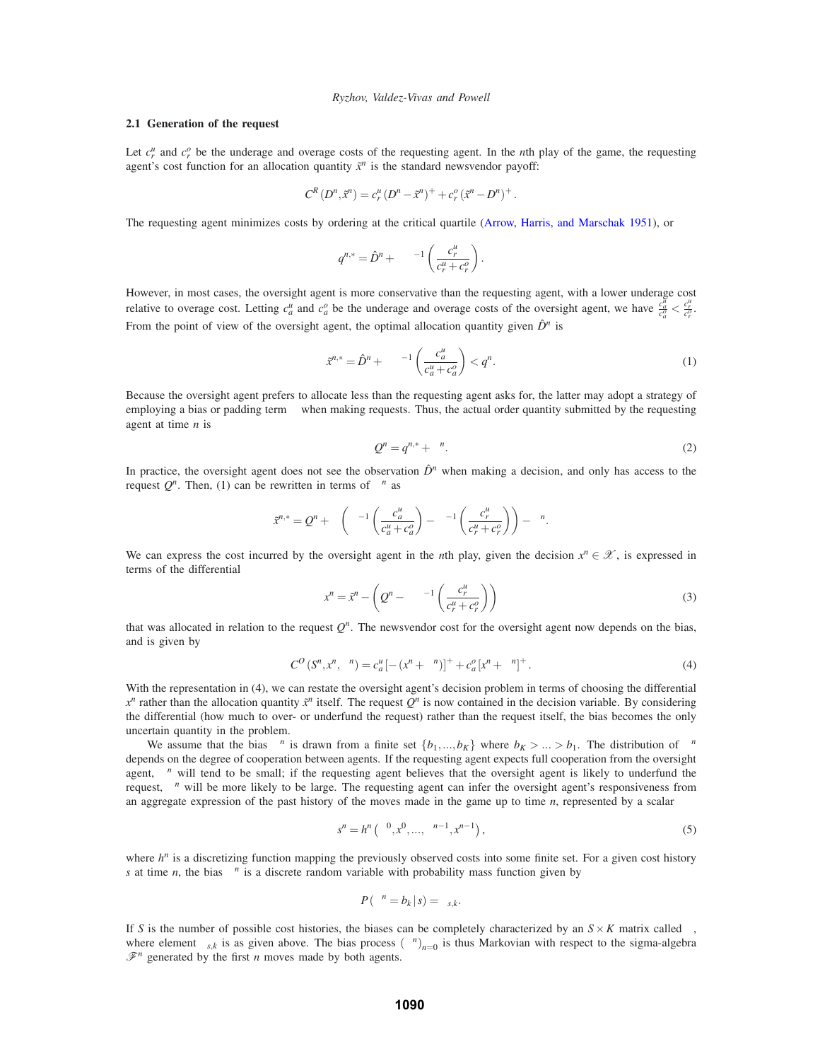### 2.1 Generation of the request

Let $c_r^u$ and $c_r^o$ be the underage and overage costs of the requesting agent. In the $n$th play of the game, the requesting agent's cost function for an allocation quantity $\tilde{x}^n$ is the standard newsvendor payoff:

$$C^R(D^n, \tilde{x}^n) = c_r^u (D^n - \tilde{x}^n)^+ + c_r^o (\tilde{x}^n - D^n)^+.$$

The requesting agent minimizes costs by ordering at the critical quartile (Arrow, Harris, and Marschak 1951), or

$$q^{n,*} = \hat{D}^n + \quad {}^{-1}\left(\frac{c_r^u}{c_r^u + c_r^o}\right).$$

However, in most cases, the oversight agent is more conservative than the requesting agent, with a lower underage cost relative to overage cost. Letting $c_a^u$ and $c_a^o$ be the underage and overage costs of the oversight agent, we have $\frac{c_a^u}{c_a^o} < \frac{c_r^u}{c_r^o}$. From the point of view of the oversight agent, the optimal allocation quantity given $\hat{D}^n$ is

$$\tilde{x}^{n,*} = \hat{D}^n + \quad {}^{-1}\left(\frac{c_a^u}{c_a^u + c_a^o}\right) < q^n. \tag{1}$$

Because the oversight agent prefers to allocate less than the requesting agent asks for, the latter may adopt a strategy of employing a bias or padding term     when making requests. Thus, the actual order quantity submitted by the requesting agent at time $n$ is

$$Q^n = q^{n,*} + \quad {}^n. \tag{2}$$

In practice, the oversight agent does not see the observation $\hat{D}^n$ when making a decision, and only has access to the request $Q^n$. Then, (1) can be rewritten in terms of $\quad {}^n$ as

$$\tilde{x}^{n,*} = Q^n + \quad \left( \quad {}^{-1}\left(\frac{c_a^u}{c_a^u + c_a^o}\right) - \quad {}^{-1}\left(\frac{c_r^u}{c_r^u + c_r^o}\right)\right) - \quad {}^n.$$

We can express the cost incurred by the oversight agent in the $n$th play, given the decision $x^n \in \mathscr{X}$, is expressed in terms of the differential

$$x^n = \tilde{x}^n - \left(Q^n - \quad {}^{-1}\left(\frac{c_r^u}{c_r^u + c_r^o}\right)\right) \tag{3}$$

that was allocated in relation to the request $Q^n$. The newsvendor cost for the oversight agent now depends on the bias, and is given by

$$C^O(S^n, x^n, \quad {}^n) = c_a^u\left[-(x^n + \quad {}^n)\right]^+ + c_a^o\left[x^n + \quad {}^n\right]^+. \tag{4}$$

With the representation in (4), we can restate the oversight agent's decision problem in terms of choosing the differential $x^n$ rather than the allocation quantity $\tilde{x}^n$ itself. The request $Q^n$ is now contained in the decision variable. By considering the differential (how much to over- or underfund the request) rather than the request itself, the bias becomes the only uncertain quantity in the problem.

We assume that the bias $\quad {}^n$ is drawn from a finite set $\{b_1, ..., b_K\}$ where $b_K > ... > b_1$. The distribution of $\quad {}^n$ depends on the degree of cooperation between agents. If the requesting agent expects full cooperation from the oversight agent, $\quad {}^n$ will tend to be small; if the requesting agent believes that the oversight agent is likely to underfund the request, $\quad {}^n$ will be more likely to be large. The requesting agent can infer the oversight agent's responsiveness from an aggregate expression of the past history of the moves made in the game up to time $n$, represented by a scalar

$$s^n = h^n\left(\quad {}^0, x^0, ..., \quad {}^{n-1}, x^{n-1}\right), \tag{5}$$

where $h^n$ is a discretizing function mapping the previously observed costs into some finite set. For a given cost history $s$ at time $n$, the bias $\quad {}^n$ is a discrete random variable with probability mass function given by

$$P(\quad {}^n = b_k \,|\, s) = \quad {}_{s,k}.$$

If $S$ is the number of possible cost histories, the biases can be completely characterized by an $S \times K$ matrix called    , where element $\quad {}_{s,k}$ is as given above. The bias process $\left(\quad {}^n\right)_{n=0}$ is thus Markovian with respect to the sigma-algebra $\mathscr{F}^n$ generated by the first $n$ moves made by both agents.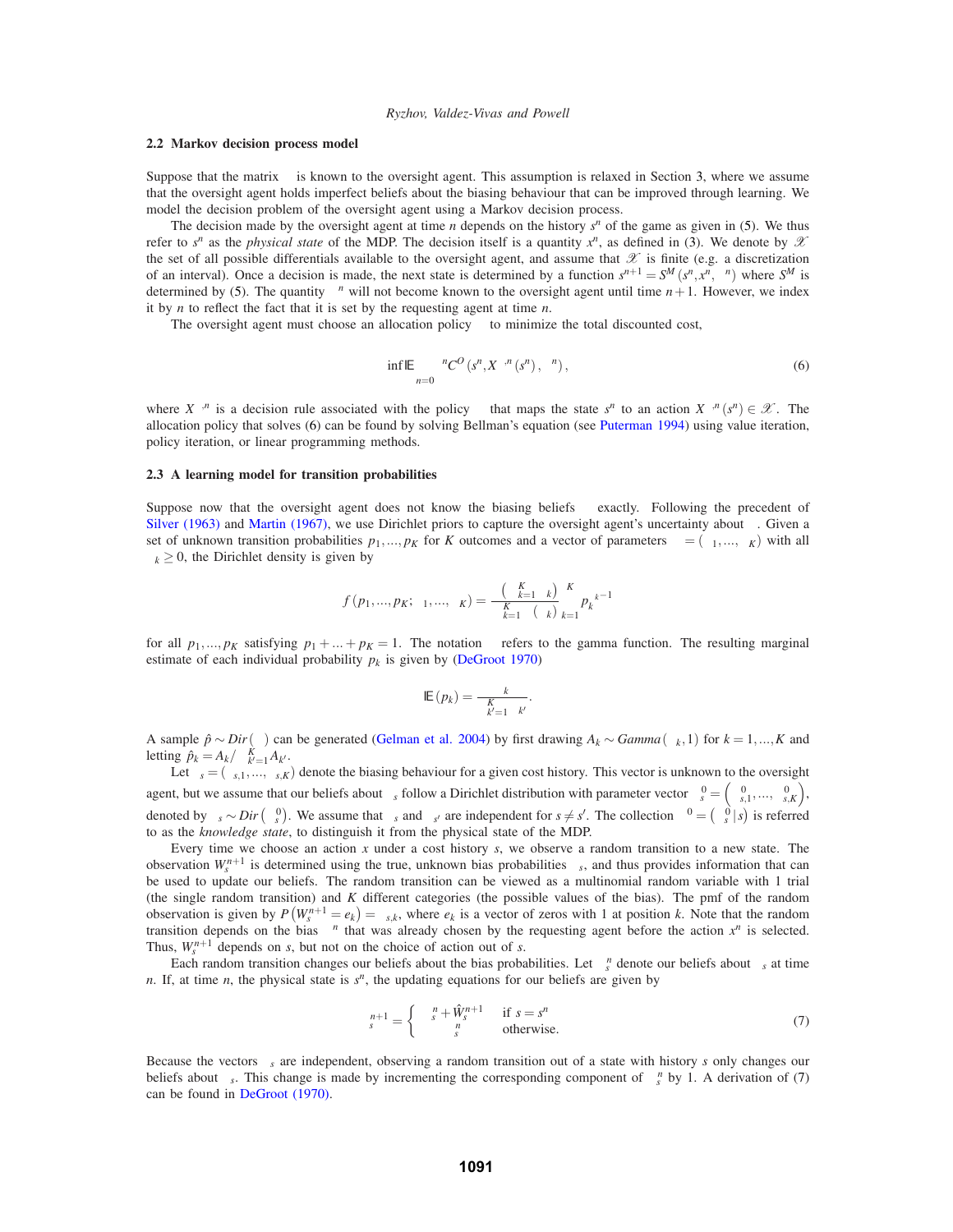### 2.2 Markov decision process model

Suppose that the matrix $\rho$ is known to the oversight agent. This assumption is relaxed in Section 3, where we assume that the oversight agent holds imperfect beliefs about the biasing behaviour that can be improved through learning. We model the decision problem of the oversight agent using a Markov decision process.

The decision made by the oversight agent at time $n$ depends on the history $s^n$ of the game as given in (5). We thus refer to $s^n$ as the *physical state* of the MDP. The decision itself is a quantity $x^n$, as defined in (3). We denote by $\mathscr{X}$ the set of all possible differentials available to the oversight agent, and assume that $\mathscr{X}$ is finite (e.g. a discretization of an interval). Once a decision is made, the next state is determined by a function $s^{n+1} = S^M(s^n, x^n, \varepsilon^n)$ where $S^M$ is determined by (5). The quantity $\varepsilon^n$ will not become known to the oversight agent until time $n+1$. However, we index it by $n$ to reflect the fact that it is set by the requesting agent at time $n$.

The oversight agent must choose an allocation policy $\pi$ to minimize the total discounted cost,

$$\inf_{\pi} \mathbb{E} \sum_{n=0}^{\infty} \gamma^n C^O\left(s^n, X^{\pi,n}\left(s^n\right), \varepsilon^n\right), \tag{6}$$

where $X^{\pi,n}$ is a decision rule associated with the policy $\pi$ that maps the state $s^n$ to an action $X^{\pi,n}(s^n) \in \mathscr{X}$. The allocation policy that solves (6) can be found by solving Bellman's equation (see Puterman 1994) using value iteration, policy iteration, or linear programming methods.

### 2.3 A learning model for transition probabilities

Suppose now that the oversight agent does not know the biasing beliefs $\rho$ exactly. Following the precedent of Silver (1963) and Martin (1967), we use Dirichlet priors to capture the oversight agent's uncertainty about $\rho$. Given a set of unknown transition probabilities $p_1, ..., p_K$ for $K$ outcomes and a vector of parameters $\alpha = (\alpha_1, ..., \alpha_K)$ with all $\alpha_k \geq 0$, the Dirichlet density is given by

$$f(p_1, ..., p_K; \alpha_1, ..., \alpha_K) = \frac{\Gamma\left(\sum_{k=1}^{K} \alpha_k\right)}{\prod_{k=1}^{K} \Gamma(\alpha_k)} \prod_{k=1}^{K} p_k^{\alpha_k - 1}$$

for all $p_1, ..., p_K$ satisfying $p_1 + ... + p_K = 1$. The notation $\Gamma$ refers to the gamma function. The resulting marginal estimate of each individual probability $p_k$ is given by (DeGroot 1970)

$$\mathbb{E}(p_k) = \frac{\alpha_k}{\sum_{k'=1}^{K} \alpha_{k'}}.$$

A sample $\hat{p} \sim Dir(\alpha)$ can be generated (Gelman et al. 2004) by first drawing $A_k \sim Gamma(\alpha_k, 1)$ for $k = 1, ..., K$ and letting $\hat{p}_k = A_k / \sum_{k'=1}^{K} A_{k'}$.

Let $\rho_s = (\rho_{s,1}, ..., \rho_{s,K})$ denote the biasing behaviour for a given cost history. This vector is unknown to the oversight agent, but we assume that our beliefs about $\rho_s$ follow a Dirichlet distribution with parameter vector $\alpha_s^0 = \left(\alpha_{s,1}^0, ..., \alpha_{s,K}^0\right)$, denoted by $\rho_s \sim Dir\left(\alpha_s^0\right)$. We assume that $\rho_s$ and $\rho_{s'}$ are independent for $s \neq s'$. The collection $\alpha^0 = \left(\alpha_s^0 | s\right)$ is referred to as the *knowledge state*, to distinguish it from the physical state of the MDP.

Every time we choose an action $x$ under a cost history $s$, we observe a random transition to a new state. The observation $W_s^{n+1}$ is determined using the true, unknown bias probabilities $\rho_s$, and thus provides information that can be used to update our beliefs. The random transition can be viewed as a multinomial random variable with 1 trial (the single random transition) and $K$ different categories (the possible values of the bias). The pmf of the random observation is given by $P\left(W_s^{n+1} = e_k\right) = \rho_{s,k}$, where $e_k$ is a vector of zeros with 1 at position $k$. Note that the random transition depends on the bias $\varepsilon^n$ that was already chosen by the requesting agent before the action $x^n$ is selected. Thus, $W_s^{n+1}$ depends on $s$, but not on the choice of action out of $s$.

Each random transition changes our beliefs about the bias probabilities. Let $\alpha_s^n$ denote our beliefs about $\rho_s$ at time $n$. If, at time $n$, the physical state is $s^n$, the updating equations for our beliefs are given by

$$\alpha_s^{n+1} = \begin{cases} \alpha_s^n + \hat{W}_s^{n+1} & \text{if } s = s^n \\ \alpha_s^n & \text{otherwise.} \end{cases} \tag{7}$$

Because the vectors $\rho_s$ are independent, observing a random transition out of a state with history $s$ only changes our beliefs about $\rho_s$. This change is made by incrementing the corresponding component of $\alpha_s^n$ by 1. A derivation of (7) can be found in DeGroot (1970).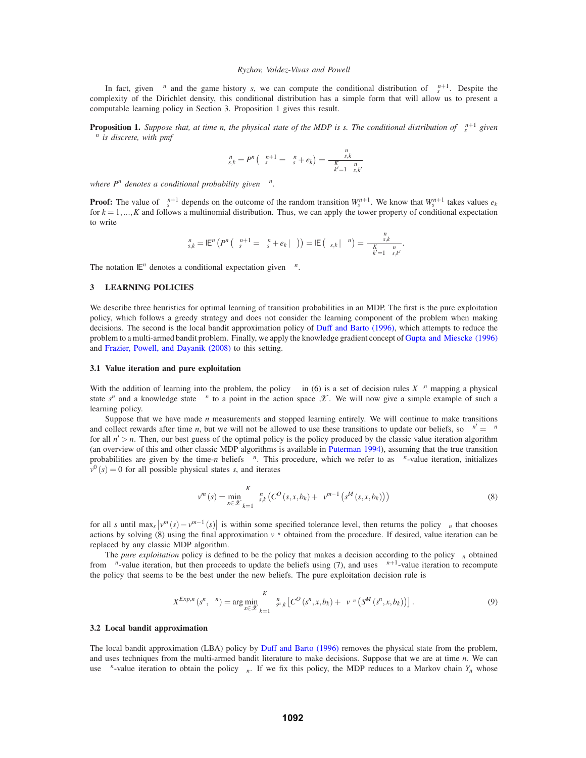In fact, given $\alpha^n$ and the game history $s$, we can compute the conditional distribution of $\alpha_s^{n+1}$. Despite the complexity of the Dirichlet density, this conditional distribution has a simple form that will allow us to present a computable learning policy in Section 3. Proposition 1 gives this result.

**Proposition 1.** *Suppose that, at time $n$, the physical state of the MDP is $s$. The conditional distribution of $\alpha_s^{n+1}$ given $\alpha^n$ is discrete, with pmf*

$$\rho_{s,k}^n = P^n\left(\alpha_s^{n+1} = \alpha_s^n + e_k\right) = \frac{\alpha_{s,k}^n}{\sum_{k'=1}^K \alpha_{s,k'}^n}$$

*where $P^n$ denotes a conditional probability given $\alpha^n$.*

**Proof:** The value of $\alpha_s^{n+1}$ depends on the outcome of the random transition $W_s^{n+1}$. We know that $W_s^{n+1}$ takes values $e_k$ for $k = 1, ..., K$ and follows a multinomial distribution. Thus, we can apply the tower property of conditional expectation to write

$$\rho_{s,k}^n = \mathbb{E}^n\left(P^n\left(\alpha_s^{n+1} = \alpha_s^n + e_k \,|\, \rho\right)\right) = \mathbb{E}\left(\rho_{s,k} \,|\, \alpha^n\right) = \frac{\alpha_{s,k}^n}{\sum_{k'=1}^K \alpha_{s,k'}^n}.$$

The notation $\mathbb{E}^n$ denotes a conditional expectation given $\alpha^n$.

## 3 LEARNING POLICIES

We describe three heuristics for optimal learning of transition probabilities in an MDP. The first is the pure exploitation policy, which follows a greedy strategy and does not consider the learning component of the problem when making decisions. The second is the local bandit approximation policy of Duff and Barto (1996), which attempts to reduce the problem to a multi-armed bandit problem. Finally, we apply the knowledge gradient concept of Gupta and Miescke (1996) and Frazier, Powell, and Dayanik (2008) to this setting.

### 3.1 Value iteration and pure exploitation

With the addition of learning into the problem, the policy $\pi$ in (6) is a set of decision rules $X^{\pi,n}$ mapping a physical state $s^n$ and a knowledge state $\alpha^n$ to a point in the action space $\mathscr{X}$. We will now give a simple example of such a learning policy.

Suppose that we have made $n$ measurements and stopped learning entirely. We will continue to make transitions and collect rewards after time $n$, but we will not be allowed to use these transitions to update our beliefs, so $\alpha^{n'} = \alpha^n$ for all $n' > n$. Then, our best guess of the optimal policy is the policy produced by the classic value iteration algorithm (an overview of this and other classic MDP algorithms is available in Puterman 1994), assuming that the true transition probabilities are given by the time-$n$ beliefs $\alpha^n$. This procedure, which we refer to as $\alpha^n$-value iteration, initializes $v^0(s) = 0$ for all possible physical states $s$, and iterates

$$v^m(s) = \min_{x\in\mathscr{X}} \sum_{k=1}^K \rho_{s,k}^n \left(C^O(s,x,b_k) + \gamma v^{m-1}\left(S^M(s,x,b_k)\right)\right) \tag{8}$$

for all $s$ until $\max_s \left|v^m(s) - v^{m-1}(s)\right|$ is within some specified tolerance level, then returns the policy $\pi_n$ that chooses actions by solving (8) using the final approximation $v^{\alpha^n}$ obtained from the procedure. If desired, value iteration can be replaced by any classic MDP algorithm.

The *pure exploitation* policy is defined to be the policy that makes a decision according to the policy $\pi_n$ obtained from $\alpha^n$-value iteration, but then proceeds to update the beliefs using (7), and uses $\alpha^{n+1}$-value iteration to recompute the policy that seems to be the best under the new beliefs. The pure exploitation decision rule is

$$X^{Exp,n}(s^n, \alpha^n) = \arg\min_{x\in\mathscr{X}} \sum_{k=1}^K \rho_{s^n,k}^n \left[C^O(s^n,x,b_k) + \gamma v^{\alpha^n}\left(S^M(s^n,x,b_k)\right)\right]. \tag{9}$$

### 3.2 Local bandit approximation

The local bandit approximation (LBA) policy by Duff and Barto (1996) removes the physical state from the problem, and uses techniques from the multi-armed bandit literature to make decisions. Suppose that we are at time $n$. We can use $\alpha^n$-value iteration to obtain the policy $\pi_n$. If we fix this policy, the MDP reduces to a Markov chain $Y_n$ whose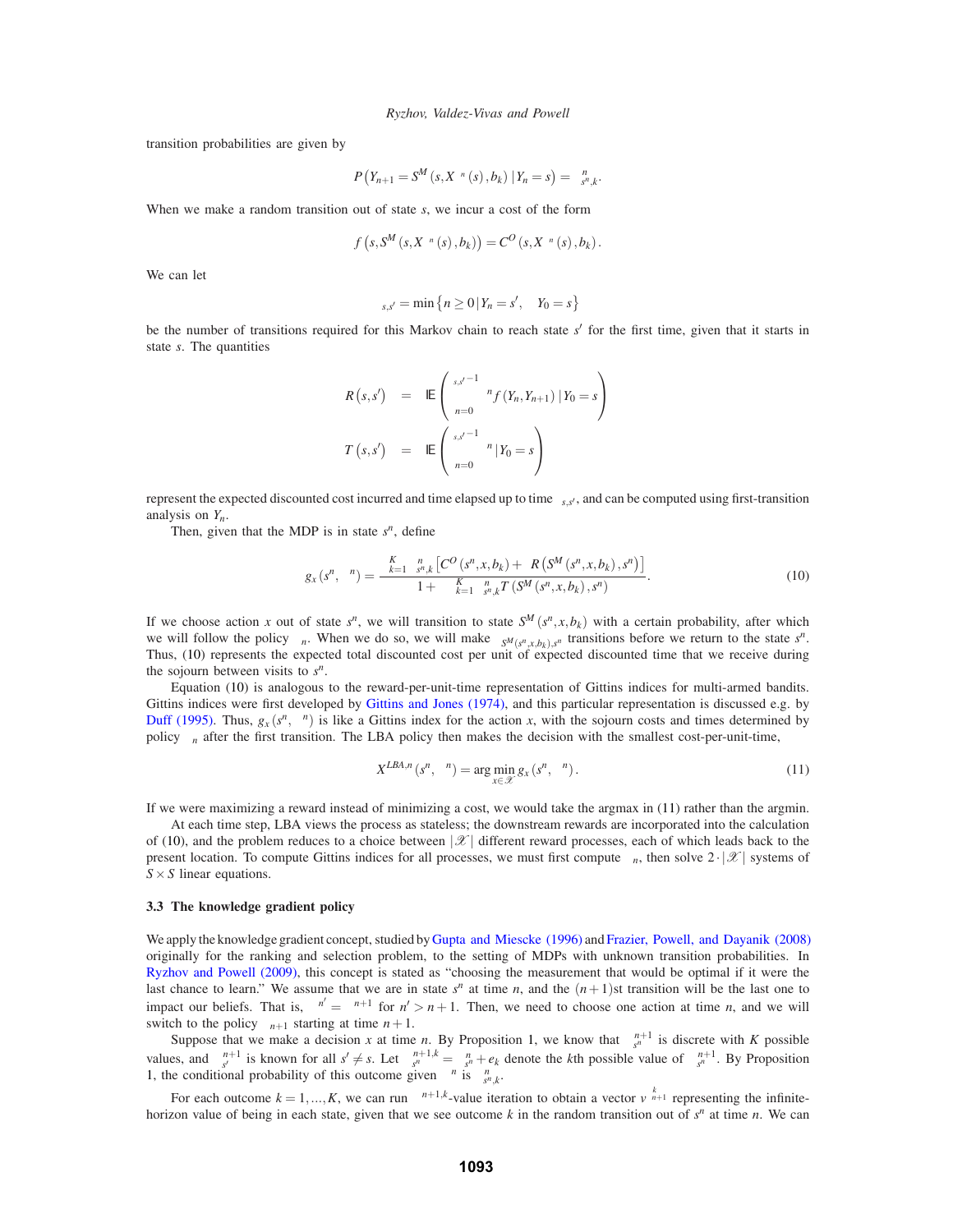transition probabilities are given by

$$P\left(Y_{n+1} = S^M\left(s, X^{\pi^n}(s), b_k\right) \,|\, Y_n = s\right) = \rho^n_{s^n,k}.$$

When we make a random transition out of state $s$, we incur a cost of the form

$$f\left(s, S^M\left(s, X^{\pi^n}(s), b_k\right)\right) = C^O\left(s, X^{\pi^n}(s), b_k\right).$$

We can let

$$\tau_{s,s'} = \min\left\{n \geq 0 \,|\, Y_n = s', \quad Y_0 = s\right\}$$

be the number of transitions required for this Markov chain to reach state $s'$ for the first time, given that it starts in state $s$. The quantities

$$R\left(s, s'\right) = \mathbb{E}\left(\sum_{n=0}^{\tau_{s,s'}-1} \gamma^n f\left(Y_n, Y_{n+1}\right) \,|\, Y_0 = s\right)$$

$$T\left(s, s'\right) = \mathbb{E}\left(\sum_{n=0}^{\tau_{s,s'}-1} \gamma^n \,|\, Y_0 = s\right)$$

represent the expected discounted cost incurred and time elapsed up to time $\tau_{s,s'}$, and can be computed using first-transition analysis on $Y_n$.

Then, given that the MDP is in state $s^n$, define

$$g_x\left(s^n, \pi^n\right) = \frac{\sum_{k=1}^{K} \rho^n_{s^n,k}\left[C^O\left(s^n, x, b_k\right) + \gamma R\left(S^M\left(s^n, x, b_k\right), s^n\right)\right]}{1 + \gamma \sum_{k=1}^{K} \rho^n_{s^n,k} T\left(S^M\left(s^n, x, b_k\right), s^n\right)}. \tag{10}$$

If we choose action $x$ out of state $s^n$, we will transition to state $S^M\left(s^n, x, b_k\right)$ with a certain probability, after which we will follow the policy $\pi^n$. When we do so, we will make $\tau_{S^M(s^n,x,b_k),s^n}$ transitions before we return to the state $s^n$. Thus, (10) represents the expected total discounted cost per unit of expected discounted time that we receive during the sojourn between visits to $s^n$.

Equation (10) is analogous to the reward-per-unit-time representation of Gittins indices for multi-armed bandits. Gittins indices were first developed by Gittins and Jones (1974), and this particular representation is discussed e.g. by Duff (1995). Thus, $g_x\left(s^n, \pi^n\right)$ is like a Gittins index for the action $x$, with the sojourn costs and times determined by policy $\pi_n$ after the first transition. The LBA policy then makes the decision with the smallest cost-per-unit-time,

$$X^{LBA,n}\left(s^n, \pi^n\right) = \arg\min_{x \in \mathscr{X}} g_x\left(s^n, \pi^n\right). \tag{11}$$

If we were maximizing a reward instead of minimizing a cost, we would take the argmax in (11) rather than the argmin.

At each time step, LBA views the process as stateless; the downstream rewards are incorporated into the calculation of (10), and the problem reduces to a choice between $|\mathscr{X}|$ different reward processes, each of which leads back to the present location. To compute Gittins indices for all processes, we must first compute $\pi_n$, then solve $2 \cdot |\mathscr{X}|$ systems of $S \times S$ linear equations.

### 3.3 The knowledge gradient policy

We apply the knowledge gradient concept, studied by Gupta and Miescke (1996) and Frazier, Powell, and Dayanik (2008) originally for the ranking and selection problem, to the setting of MDPs with unknown transition probabilities. In Ryzhov and Powell (2009), this concept is stated as "choosing the measurement that would be optimal if it were the last chance to learn." We assume that we are in state $s^n$ at time $n$, and the $(n+1)$st transition will be the last one to impact our beliefs. That is, $\rho^{n'} = \rho^{n+1}$ for $n' > n+1$. Then, we need to choose one action at time $n$, and we will switch to the policy $\pi_{n+1}$ starting at time $n+1$.

Suppose that we make a decision $x$ at time $n$. By Proposition 1, we know that $\rho^{n+1}_{s^n}$ is discrete with $K$ possible values, and $\rho^{n+1}_{s'}$ is known for all $s' \neq s$. Let $\rho^{n+1,k}_{s^n} = \rho^n_{s^n} + e_k$ denote the $k$th possible value of $\rho^{n+1}_{s^n}$. By Proposition 1, the conditional probability of this outcome given $\rho^n$ is $\rho^n_{s^n,k}$.

For each outcome $k = 1, ..., K$, we can run $\rho^{n+1,k}$-value iteration to obtain a vector $v^k_{n+1}$ representing the infinite-horizon value of being in each state, given that we see outcome $k$ in the random transition out of $s^n$ at time $n$. We can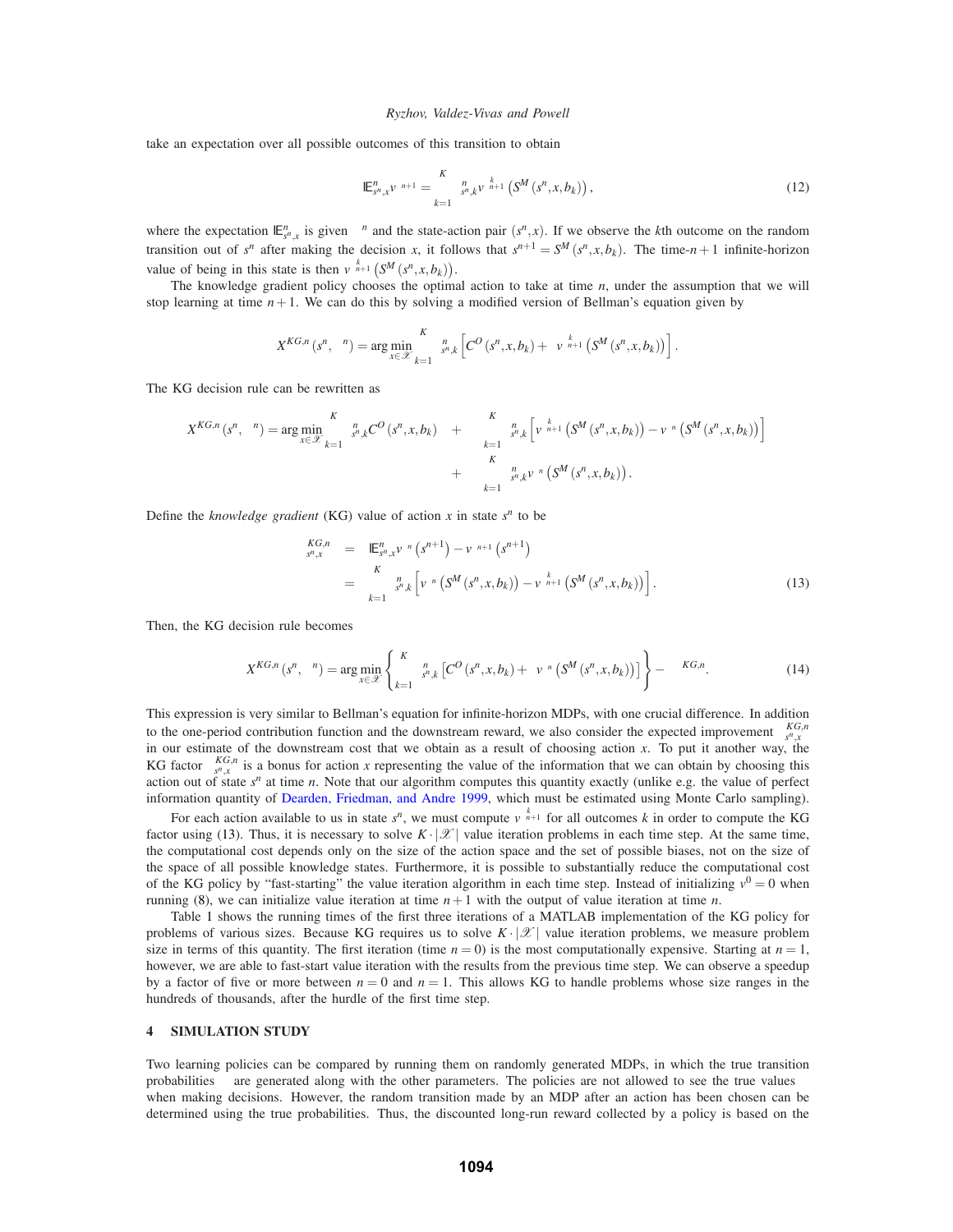take an expectation over all possible outcomes of this transition to obtain

$$\mathbb{E}^n_{s^n,x} V^{n+1} = \sum_{k=1}^{K} \rho^n_{s^n,k} V^{k}_{n+1}\left(S^M\left(s^n, x, b_k\right)\right), \tag{12}$$

where the expectation $\mathbb{E}^n_{s^n,x}$ is given $\rho^n$ and the state-action pair $(s^n, x)$. If we observe the $k$th outcome on the random transition out of $s^n$ after making the decision $x$, it follows that $s^{n+1} = S^M(s^n, x, b_k)$. The time-$n+1$ infinite-horizon value of being in this state is then $V^{k}_{n+1}\left(S^M(s^n, x, b_k)\right)$.

The knowledge gradient policy chooses the optimal action to take at time $n$, under the assumption that we will stop learning at time $n+1$. We can do this by solving a modified version of Bellman's equation given by

$$X^{KG,n}(s^n, \rho^n) = \arg\min_{x \in \mathscr{X}} \sum_{k=1}^{K} \rho^n_{s^n,k} \left[C^O(s^n, x, b_k) + \gamma V^{k}_{n+1}\left(S^M(s^n, x, b_k)\right)\right].$$

The KG decision rule can be rewritten as

$$\begin{aligned} X^{KG,n}(s^n, \rho^n) = \arg\min_{x \in \mathscr{X}} \sum_{k=1}^{K} \rho^n_{s^n,k} C^O(s^n, x, b_k) \quad &+ \quad \gamma \sum_{k=1}^{K} \rho^n_{s^n,k} \left[V^{k}_{n+1}\left(S^M(s^n, x, b_k)\right) - V^n\left(S^M(s^n, x, b_k)\right)\right] \\ &+ \quad \gamma \sum_{k=1}^{K} \rho^n_{s^n,k} V^n\left(S^M(s^n, x, b_k)\right). \end{aligned}$$

Define the *knowledge gradient* (KG) value of action $x$ in state $s^n$ to be

$$\begin{aligned} \nu^{KG,n}_{s^n,x} &= \mathbb{E}^n_{s^n,x} V^n\left(s^{n+1}\right) - V^{n+1}\left(s^{n+1}\right) \\ &= \sum_{k=1}^{K} \rho^n_{s^n,k} \left[V^n\left(S^M(s^n, x, b_k)\right) - V^{k}_{n+1}\left(S^M(s^n, x, b_k)\right)\right]. \end{aligned} \tag{13}$$

Then, the KG decision rule becomes

$$X^{KG,n}(s^n, \rho^n) = \arg\min_{x \in \mathscr{X}} \left\{ \sum_{k=1}^{K} \rho^n_{s^n,k} \left[C^O(s^n, x, b_k) + \gamma V^n\left(S^M(s^n, x, b_k)\right)\right] \right\} - \gamma \nu^{KG,n}. \tag{14}$$

This expression is very similar to Bellman's equation for infinite-horizon MDPs, with one crucial difference. In addition to the one-period contribution function and the downstream reward, we also consider the expected improvement $\nu^{KG,n}_{s^n,x}$ in our estimate of the downstream cost that we obtain as a result of choosing action $x$. To put it another way, the KG factor $\nu^{KG,n}_{s^n,x}$ is a bonus for action $x$ representing the value of the information that we can obtain by choosing this action out of state $s^n$ at time $n$. Note that our algorithm computes this quantity exactly (unlike e.g. the value of perfect information quantity of Dearden, Friedman, and Andre 1999, which must be estimated using Monte Carlo sampling).

For each action available to us in state $s^n$, we must compute $V^{k}_{n+1}$ for all outcomes $k$ in order to compute the KG factor using (13). Thus, it is necessary to solve $K \cdot |\mathscr{X}|$ value iteration problems in each time step. At the same time, the computational cost depends only on the size of the action space and the set of possible biases, not on the size of the space of all possible knowledge states. Furthermore, it is possible to substantially reduce the computational cost of the KG policy by "fast-starting" the value iteration algorithm in each time step. Instead of initializing $v^0 = 0$ when running (8), we can initialize value iteration at time $n+1$ with the output of value iteration at time $n$.

Table 1 shows the running times of the first three iterations of a MATLAB implementation of the KG policy for problems of various sizes. Because KG requires us to solve $K \cdot |\mathscr{X}|$ value iteration problems, we measure problem size in terms of this quantity. The first iteration (time $n = 0$) is the most computationally expensive. Starting at $n = 1$, however, we are able to fast-start value iteration with the results from the previous time step. We can observe a speedup by a factor of five or more between $n = 0$ and $n = 1$. This allows KG to handle problems whose size ranges in the hundreds of thousands, after the hurdle of the first time step.

## 4 SIMULATION STUDY

Two learning policies can be compared by running them on randomly generated MDPs, in which the true transition probabilities $\rho$ are generated along with the other parameters. The policies are not allowed to see the true values $\rho$ when making decisions. However, the random transition made by an MDP after an action has been chosen can be determined using the true probabilities. Thus, the discounted long-run reward collected by a policy is based on the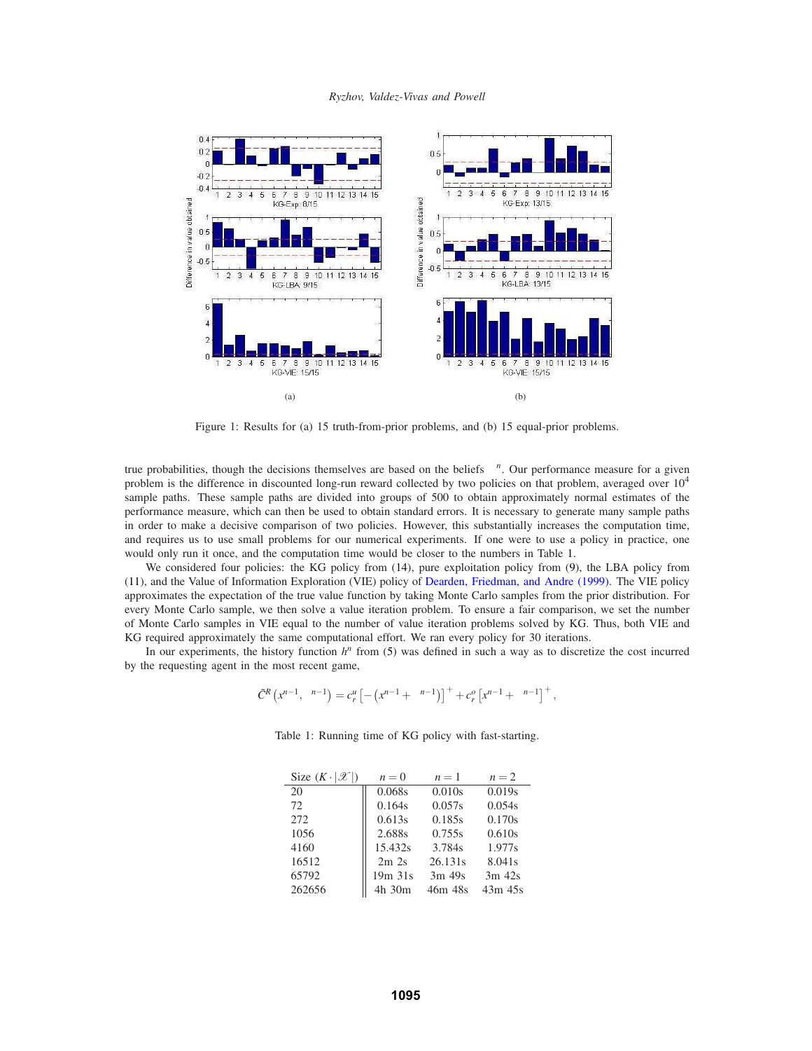Figure 1: Results for (a) 15 truth-from-prior problems, and (b) 15 equal-prior problems.

true probabilities, though the decisions themselves are based on the beliefs $\rho^n$. Our performance measure for a given problem is the difference in discounted long-run reward collected by two policies on that problem, averaged over $10^4$ sample paths. These sample paths are divided into groups of 500 to obtain approximately normal estimates of the performance measure, which can then be used to obtain standard errors. It is necessary to generate many sample paths in order to make a decisive comparison of two policies. However, this substantially increases the computation time, and requires us to use small problems for our numerical experiments. If one were to use a policy in practice, one would only run it once, and the computation time would be closer to the numbers in Table 1.

We considered four policies: the KG policy from (14), pure exploitation policy from (9), the LBA policy from (11), and the Value of Information Exploration (VIE) policy of Dearden, Friedman, and Andre (1999). The VIE policy approximates the expectation of the true value function by taking Monte Carlo samples from the prior distribution. For every Monte Carlo sample, we then solve a value iteration problem. To ensure a fair comparison, we set the number of Monte Carlo samples in VIE equal to the number of value iteration problems solved by KG. Thus, both VIE and KG required approximately the same computational effort. We ran every policy for 30 iterations.

In our experiments, the history function $h^n$ from (5) was defined in such a way as to discretize the cost incurred by the requesting agent in the most recent game,

$$\hat{C}^R\left(x^{n-1}, \varepsilon^{n-1}\right) = c_r^u\left[-\left(x^{n-1}+\varepsilon^{n-1}\right)\right]^+ + c_r^o\left[x^{n-1}+\varepsilon^{n-1}\right]^+,$$

Table 1: Running time of KG policy with fast-starting.

| Size ($K \cdot |\mathcal{X}|$) | $n=0$ | $n=1$ | $n=2$ |
|---|---|---|---|
| 20 | 0.068s | 0.010s | 0.019s |
| 72 | 0.164s | 0.057s | 0.054s |
| 272 | 0.613s | 0.185s | 0.170s |
| 1056 | 2.688s | 0.755s | 0.610s |
| 4160 | 15.432s | 3.784s | 1.977s |
| 16512 | 2m 2s | 26.131s | 8.041s |
| 65792 | 19m 31s | 3m 49s | 3m 42s |
| 262656 | 4h 30m | 46m 48s | 43m 45s |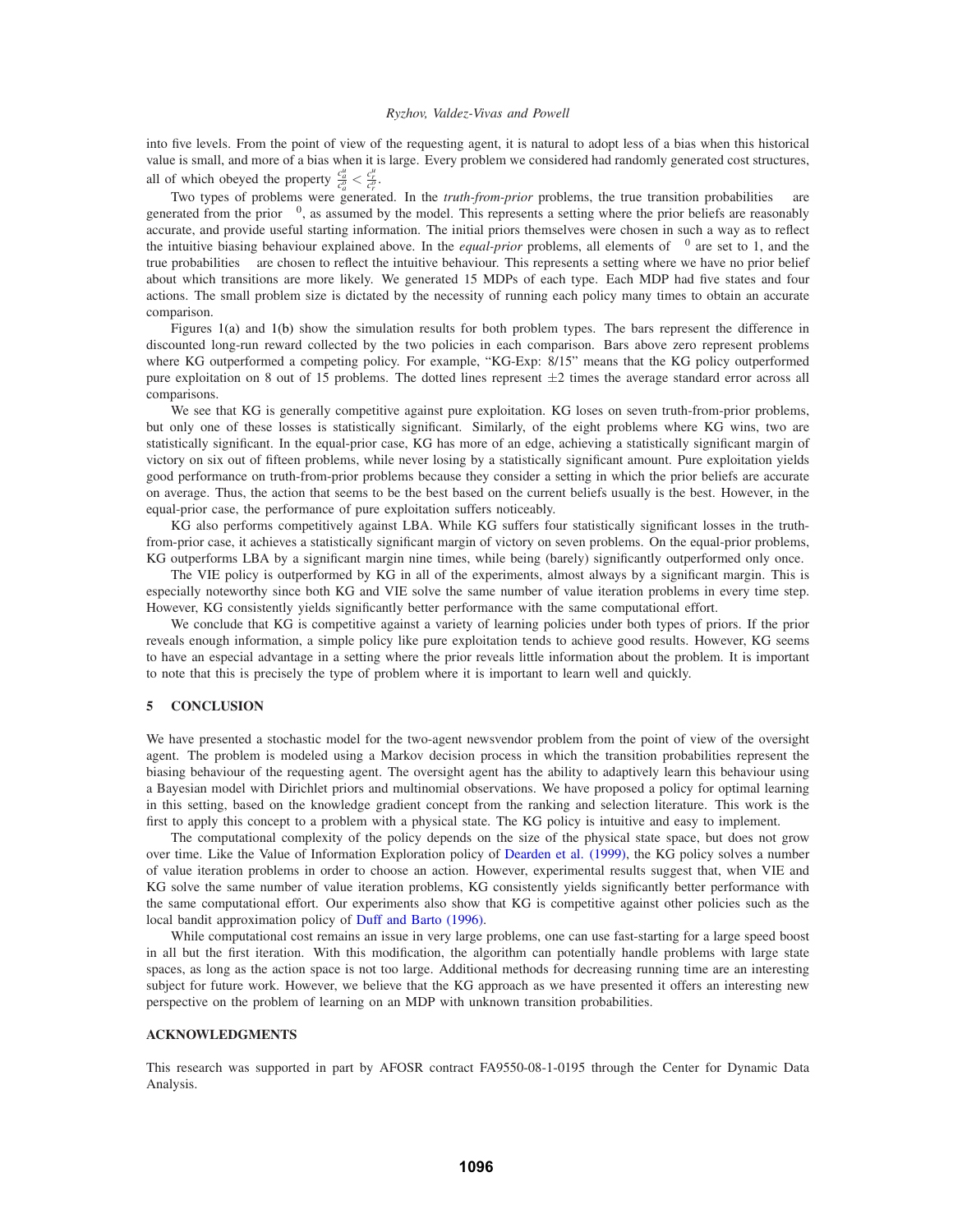into five levels. From the point of view of the requesting agent, it is natural to adopt less of a bias when this historical value is small, and more of a bias when it is large. Every problem we considered had randomly generated cost structures, all of which obeyed the property $\frac{c_a^u}{c_a^o} < \frac{c_r^u}{c_r^o}$.

Two types of problems were generated. In the *truth-from-prior* problems, the true transition probabilities are generated from the prior $^0$, as assumed by the model. This represents a setting where the prior beliefs are reasonably accurate, and provide useful starting information. The initial priors themselves were chosen in such a way as to reflect the intuitive biasing behaviour explained above. In the *equal-prior* problems, all elements of $^0$ are set to 1, and the true probabilities are chosen to reflect the intuitive behaviour. This represents a setting where we have no prior belief about which transitions are more likely. We generated 15 MDPs of each type. Each MDP had five states and four actions. The small problem size is dictated by the necessity of running each policy many times to obtain an accurate comparison.

Figures 1(a) and 1(b) show the simulation results for both problem types. The bars represent the difference in discounted long-run reward collected by the two policies in each comparison. Bars above zero represent problems where KG outperformed a competing policy. For example, "KG-Exp: 8/15" means that the KG policy outperformed pure exploitation on 8 out of 15 problems. The dotted lines represent $\pm 2$ times the average standard error across all comparisons.

We see that KG is generally competitive against pure exploitation. KG loses on seven truth-from-prior problems, but only one of these losses is statistically significant. Similarly, of the eight problems where KG wins, two are statistically significant. In the equal-prior case, KG has more of an edge, achieving a statistically significant margin of victory on six out of fifteen problems, while never losing by a statistically significant amount. Pure exploitation yields good performance on truth-from-prior problems because they consider a setting in which the prior beliefs are accurate on average. Thus, the action that seems to be the best based on the current beliefs usually is the best. However, in the equal-prior case, the performance of pure exploitation suffers noticeably.

KG also performs competitively against LBA. While KG suffers four statistically significant losses in the truth-from-prior case, it achieves a statistically significant margin of victory on seven problems. On the equal-prior problems, KG outperforms LBA by a significant margin nine times, while being (barely) significantly outperformed only once.

The VIE policy is outperformed by KG in all of the experiments, almost always by a significant margin. This is especially noteworthy since both KG and VIE solve the same number of value iteration problems in every time step. However, KG consistently yields significantly better performance with the same computational effort.

We conclude that KG is competitive against a variety of learning policies under both types of priors. If the prior reveals enough information, a simple policy like pure exploitation tends to achieve good results. However, KG seems to have an especial advantage in a setting where the prior reveals little information about the problem. It is important to note that this is precisely the type of problem where it is important to learn well and quickly.

## 5 CONCLUSION

We have presented a stochastic model for the two-agent newsvendor problem from the point of view of the oversight agent. The problem is modeled using a Markov decision process in which the transition probabilities represent the biasing behaviour of the requesting agent. The oversight agent has the ability to adaptively learn this behaviour using a Bayesian model with Dirichlet priors and multinomial observations. We have proposed a policy for optimal learning in this setting, based on the knowledge gradient concept from the ranking and selection literature. This work is the first to apply this concept to a problem with a physical state. The KG policy is intuitive and easy to implement.

The computational complexity of the policy depends on the size of the physical state space, but does not grow over time. Like the Value of Information Exploration policy of Dearden et al. (1999), the KG policy solves a number of value iteration problems in order to choose an action. However, experimental results suggest that, when VIE and KG solve the same number of value iteration problems, KG consistently yields significantly better performance with the same computational effort. Our experiments also show that KG is competitive against other policies such as the local bandit approximation policy of Duff and Barto (1996).

While computational cost remains an issue in very large problems, one can use fast-starting for a large speed boost in all but the first iteration. With this modification, the algorithm can potentially handle problems with large state spaces, as long as the action space is not too large. Additional methods for decreasing running time are an interesting subject for future work. However, we believe that the KG approach as we have presented it offers an interesting new perspective on the problem of learning on an MDP with unknown transition probabilities.

## ACKNOWLEDGMENTS

This research was supported in part by AFOSR contract FA9550-08-1-0195 through the Center for Dynamic Data Analysis.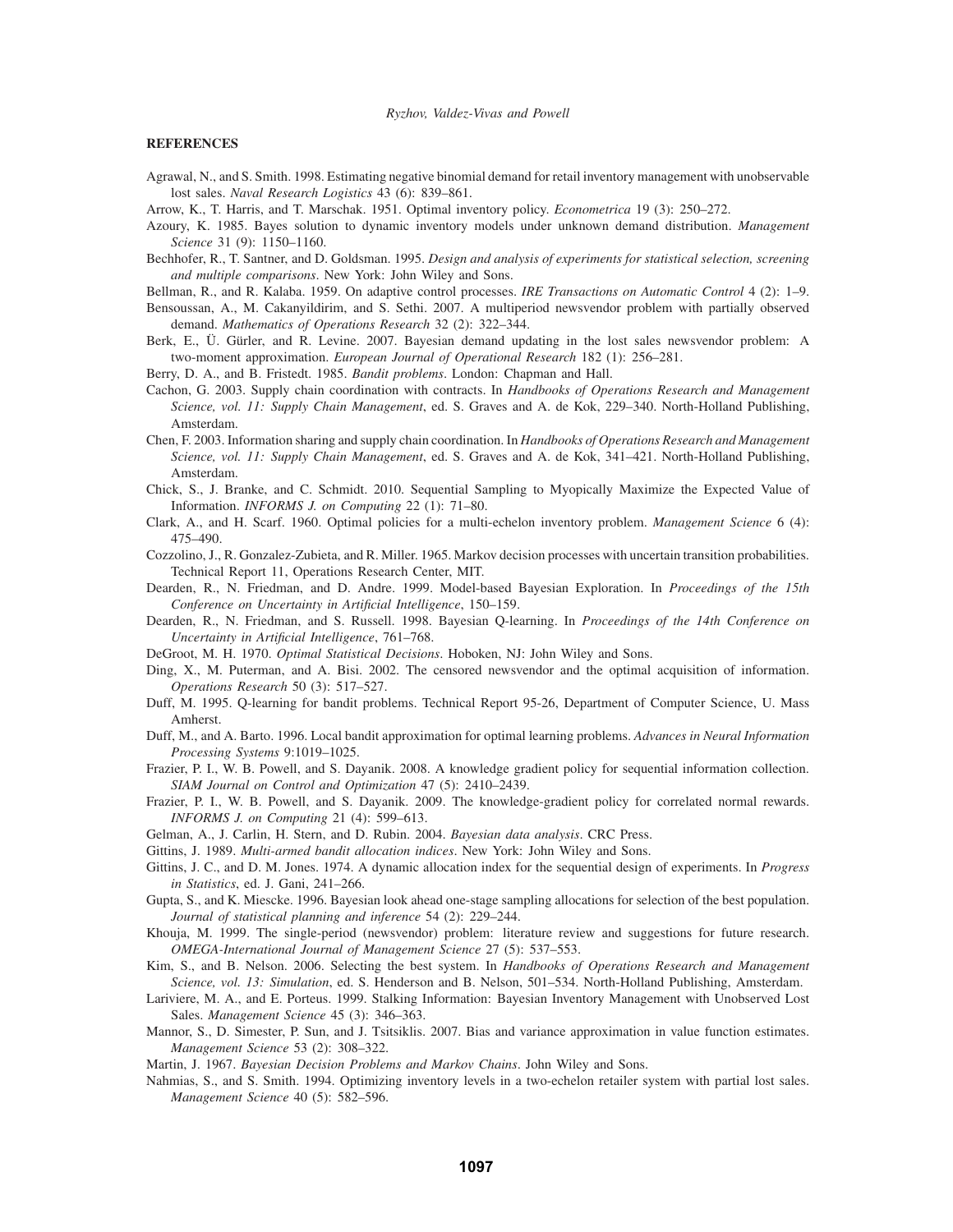## REFERENCES

Agrawal, N., and S. Smith. 1998. Estimating negative binomial demand for retail inventory management with unobservable lost sales. *Naval Research Logistics* 43 (6): 839–861.

Arrow, K., T. Harris, and T. Marschak. 1951. Optimal inventory policy. *Econometrica* 19 (3): 250–272.

Azoury, K. 1985. Bayes solution to dynamic inventory models under unknown demand distribution. *Management Science* 31 (9): 1150–1160.

Bechhofer, R., T. Santner, and D. Goldsman. 1995. *Design and analysis of experiments for statistical selection, screening and multiple comparisons*. New York: John Wiley and Sons.

Bellman, R., and R. Kalaba. 1959. On adaptive control processes. *IRE Transactions on Automatic Control* 4 (2): 1–9.

Bensoussan, A., M. Cakanyildirim, and S. Sethi. 2007. A multiperiod newsvendor problem with partially observed demand. *Mathematics of Operations Research* 32 (2): 322–344.

Berk, E., Ü. Gürler, and R. Levine. 2007. Bayesian demand updating in the lost sales newsvendor problem: A two-moment approximation. *European Journal of Operational Research* 182 (1): 256–281.

Berry, D. A., and B. Fristedt. 1985. *Bandit problems*. London: Chapman and Hall.

Cachon, G. 2003. Supply chain coordination with contracts. In *Handbooks of Operations Research and Management Science, vol. 11: Supply Chain Management*, ed. S. Graves and A. de Kok, 229–340. North-Holland Publishing, Amsterdam.

Chen, F. 2003. Information sharing and supply chain coordination. In *Handbooks of Operations Research and Management Science, vol. 11: Supply Chain Management*, ed. S. Graves and A. de Kok, 341–421. North-Holland Publishing, Amsterdam.

Chick, S., J. Branke, and C. Schmidt. 2010. Sequential Sampling to Myopically Maximize the Expected Value of Information. *INFORMS J. on Computing* 22 (1): 71–80.

Clark, A., and H. Scarf. 1960. Optimal policies for a multi-echelon inventory problem. *Management Science* 6 (4): 475–490.

Cozzolino, J., R. Gonzalez-Zubieta, and R. Miller. 1965. Markov decision processes with uncertain transition probabilities. Technical Report 11, Operations Research Center, MIT.

Dearden, R., N. Friedman, and D. Andre. 1999. Model-based Bayesian Exploration. In *Proceedings of the 15th Conference on Uncertainty in Artificial Intelligence*, 150–159.

Dearden, R., N. Friedman, and S. Russell. 1998. Bayesian Q-learning. In *Proceedings of the 14th Conference on Uncertainty in Artificial Intelligence*, 761–768.

DeGroot, M. H. 1970. *Optimal Statistical Decisions*. Hoboken, NJ: John Wiley and Sons.

Ding, X., M. Puterman, and A. Bisi. 2002. The censored newsvendor and the optimal acquisition of information. *Operations Research* 50 (3): 517–527.

Duff, M. 1995. Q-learning for bandit problems. Technical Report 95-26, Department of Computer Science, U. Mass Amherst.

Duff, M., and A. Barto. 1996. Local bandit approximation for optimal learning problems. *Advances in Neural Information Processing Systems* 9:1019–1025.

Frazier, P. I., W. B. Powell, and S. Dayanik. 2008. A knowledge gradient policy for sequential information collection. *SIAM Journal on Control and Optimization* 47 (5): 2410–2439.

Frazier, P. I., W. B. Powell, and S. Dayanik. 2009. The knowledge-gradient policy for correlated normal rewards. *INFORMS J. on Computing* 21 (4): 599–613.

Gelman, A., J. Carlin, H. Stern, and D. Rubin. 2004. *Bayesian data analysis*. CRC Press.

Gittins, J. 1989. *Multi-armed bandit allocation indices*. New York: John Wiley and Sons.

Gittins, J. C., and D. M. Jones. 1974. A dynamic allocation index for the sequential design of experiments. In *Progress in Statistics*, ed. J. Gani, 241–266.

Gupta, S., and K. Miescke. 1996. Bayesian look ahead one-stage sampling allocations for selection of the best population. *Journal of statistical planning and inference* 54 (2): 229–244.

Khouja, M. 1999. The single-period (newsvendor) problem: literature review and suggestions for future research. *OMEGA-International Journal of Management Science* 27 (5): 537–553.

Kim, S., and B. Nelson. 2006. Selecting the best system. In *Handbooks of Operations Research and Management Science, vol. 13: Simulation*, ed. S. Henderson and B. Nelson, 501–534. North-Holland Publishing, Amsterdam.

Lariviere, M. A., and E. Porteus. 1999. Stalking Information: Bayesian Inventory Management with Unobserved Lost Sales. *Management Science* 45 (3): 346–363.

Mannor, S., D. Simester, P. Sun, and J. Tsitsiklis. 2007. Bias and variance approximation in value function estimates. *Management Science* 53 (2): 308–322.

Martin, J. 1967. *Bayesian Decision Problems and Markov Chains*. John Wiley and Sons.

Nahmias, S., and S. Smith. 1994. Optimizing inventory levels in a two-echelon retailer system with partial lost sales. *Management Science* 40 (5): 582–596.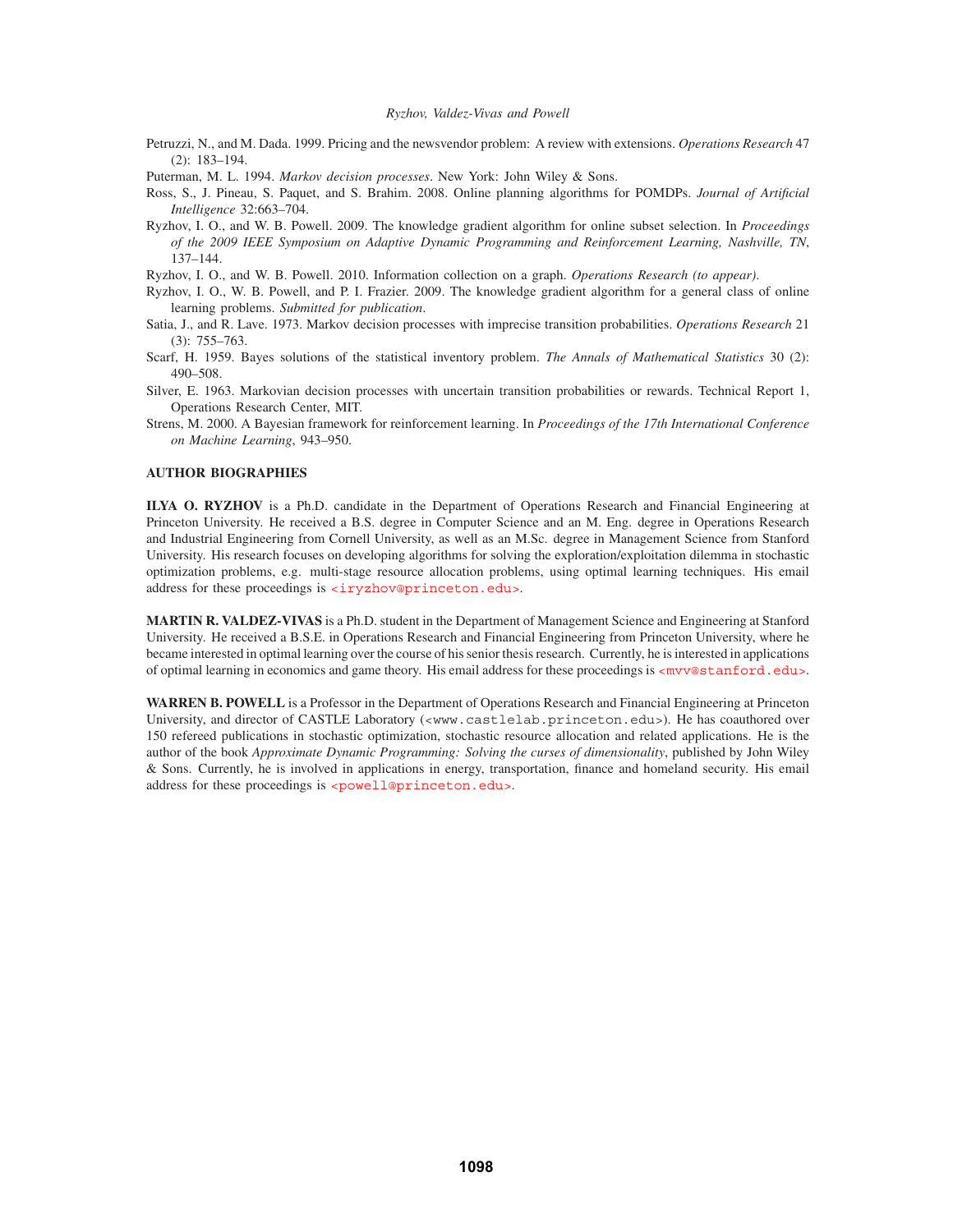Petruzzi, N., and M. Dada. 1999. Pricing and the newsvendor problem: A review with extensions. *Operations Research* 47 (2): 183–194.

Puterman, M. L. 1994. *Markov decision processes*. New York: John Wiley & Sons.

Ross, S., J. Pineau, S. Paquet, and S. Brahim. 2008. Online planning algorithms for POMDPs. *Journal of Artificial Intelligence* 32:663–704.

Ryzhov, I. O., and W. B. Powell. 2009. The knowledge gradient algorithm for online subset selection. In *Proceedings of the 2009 IEEE Symposium on Adaptive Dynamic Programming and Reinforcement Learning, Nashville, TN*, 137–144.

Ryzhov, I. O., and W. B. Powell. 2010. Information collection on a graph. *Operations Research (to appear)*.

Ryzhov, I. O., W. B. Powell, and P. I. Frazier. 2009. The knowledge gradient algorithm for a general class of online learning problems. *Submitted for publication*.

Satia, J., and R. Lave. 1973. Markov decision processes with imprecise transition probabilities. *Operations Research* 21 (3): 755–763.

Scarf, H. 1959. Bayes solutions of the statistical inventory problem. *The Annals of Mathematical Statistics* 30 (2): 490–508.

Silver, E. 1963. Markovian decision processes with uncertain transition probabilities or rewards. Technical Report 1, Operations Research Center, MIT.

Strens, M. 2000. A Bayesian framework for reinforcement learning. In *Proceedings of the 17th International Conference on Machine Learning*, 943–950.

## AUTHOR BIOGRAPHIES

**ILYA O. RYZHOV** is a Ph.D. candidate in the Department of Operations Research and Financial Engineering at Princeton University. He received a B.S. degree in Computer Science and an M. Eng. degree in Operations Research and Industrial Engineering from Cornell University, as well as an M.Sc. degree in Management Science from Stanford University. His research focuses on developing algorithms for solving the exploration/exploitation dilemma in stochastic optimization problems, e.g. multi-stage resource allocation problems, using optimal learning techniques. His email address for these proceedings is <iryzhov@princeton.edu>.

**MARTIN R. VALDEZ-VIVAS** is a Ph.D. student in the Department of Management Science and Engineering at Stanford University. He received a B.S.E. in Operations Research and Financial Engineering from Princeton University, where he became interested in optimal learning over the course of his senior thesis research. Currently, he is interested in applications of optimal learning in economics and game theory. His email address for these proceedings is <mvv@stanford.edu>.

**WARREN B. POWELL** is a Professor in the Department of Operations Research and Financial Engineering at Princeton University, and director of CASTLE Laboratory (<www.castlelab.princeton.edu>). He has coauthored over 150 refereed publications in stochastic optimization, stochastic resource allocation and related applications. He is the author of the book *Approximate Dynamic Programming: Solving the curses of dimensionality*, published by John Wiley & Sons. Currently, he is involved in applications in energy, transportation, finance and homeland security. His email address for these proceedings is <powell@princeton.edu>.